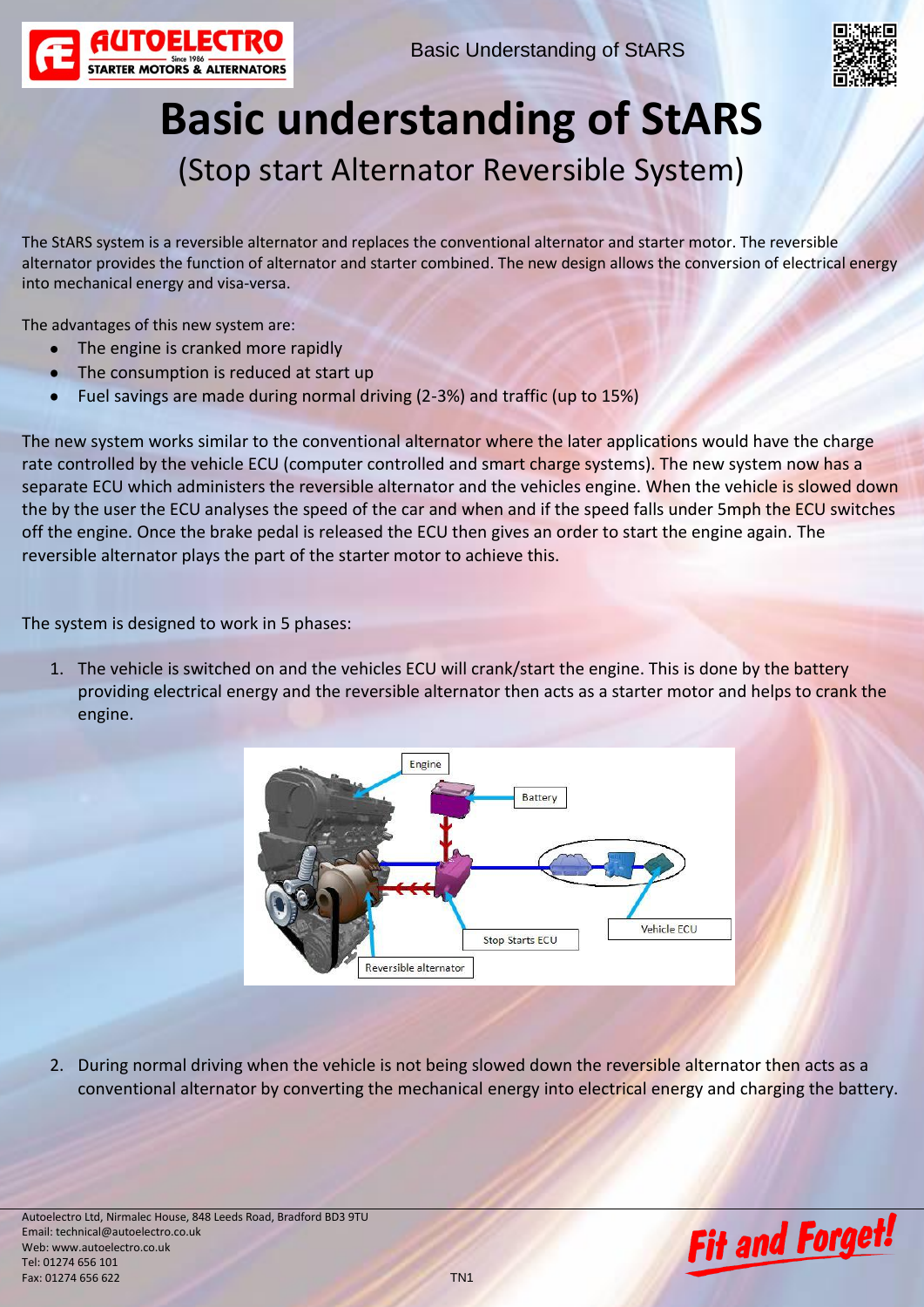# Basic understanding of StARS

## (Stop start Alternator Reversible System)

The StARS system is a reversible alternator and replaces the conventional alternator and starter motor. The reversible alternator provides the function of alternator and starter combined. The new design allows the conversion of electrical energy into mechanical energy and visa-versa.

The advantages of this new system are:

- The engine is cranked more rapidly
- The consumption is reduced at start up
- Fuel savings are made during normal driving (2-3%) and traffic (up to 15%)

The new system works similar to the conventional alternator where the later applications would have the charge rate controlled by the vehicle ECU (computer controlled and smart charge systems). The new system now has a separate ECU which administers the reversible alternator and the vehicles engine. When the vehicle is slowed down the by the user the ECU analyses the speed of the car and when and if the speed falls under 5mph the ECU switches off the engine. Once the brake pedal is released the ECU then gives an order to start the engine again. The reversible alternator plays the part of the starter motor to achieve this.

The system is designed to work in 5 phases:

1. The vehicle is switched on and the vehicles ECU will crank/start the engine. This is done by the battery providing electrical energy and the reversible alternator then acts as a starter motor and helps to crank the engine.

2. During normal driving when the vehicle is not being slowed down the reversible alternator then acts as a conventional alternator by converting the mechanical energy into electrical energy and charging the battery.

Autoelectro Ltd, Nirmalec House, 848 Leeds Road, Bradford BD3 9TU
Email: technical@autoelectro.co.uk
Web: www.autoelectro.co.uk
Tel: 01274 656 101
Fax: 01274 656 622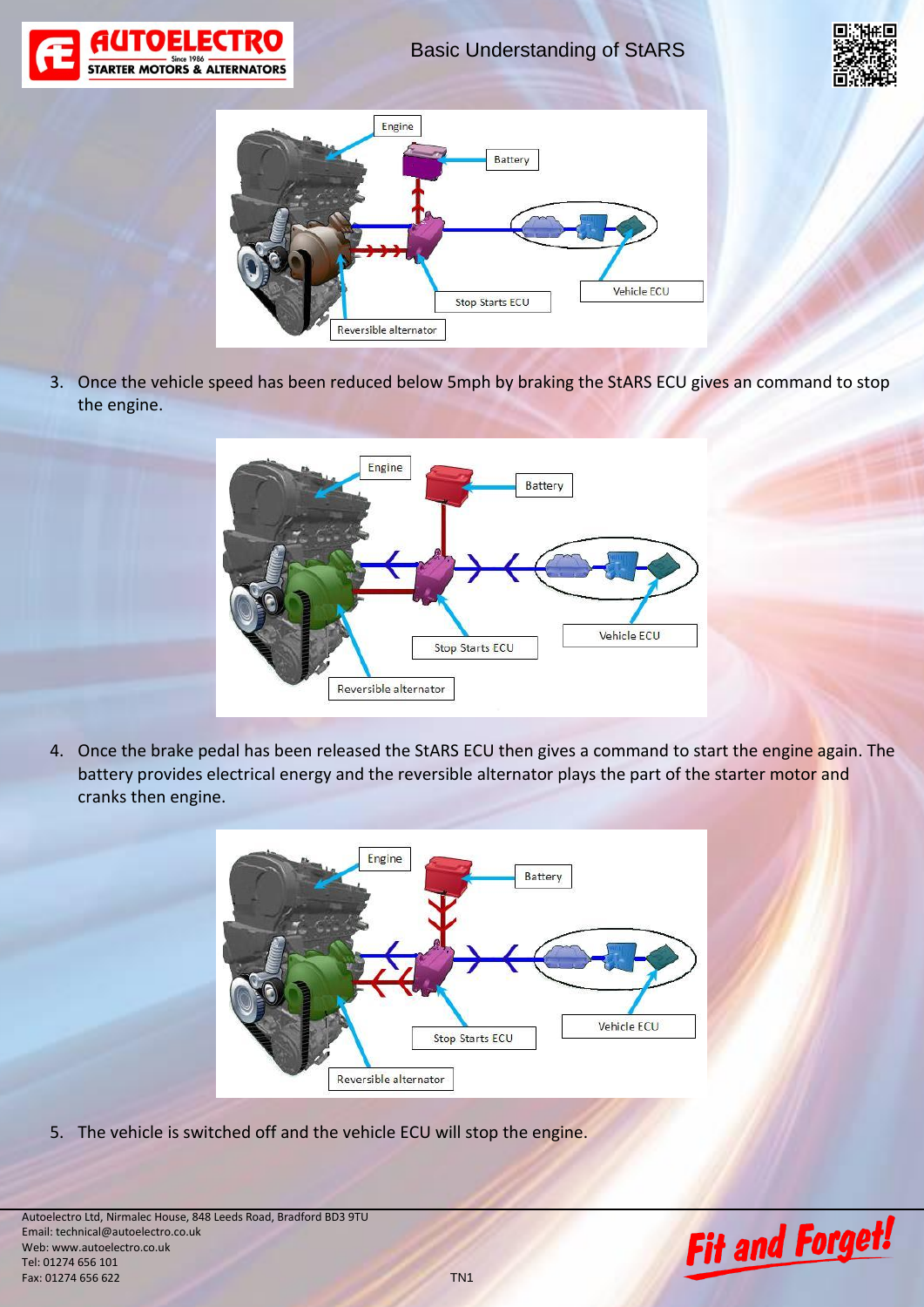3. Once the vehicle speed has been reduced below 5mph by braking the StARS ECU gives an command to stop the engine.

4. Once the brake pedal has been released the StARS ECU then gives a command to start the engine again. The battery provides electrical energy and the reversible alternator plays the part of the starter motor and cranks then engine.

5. The vehicle is switched off and the vehicle ECU will stop the engine.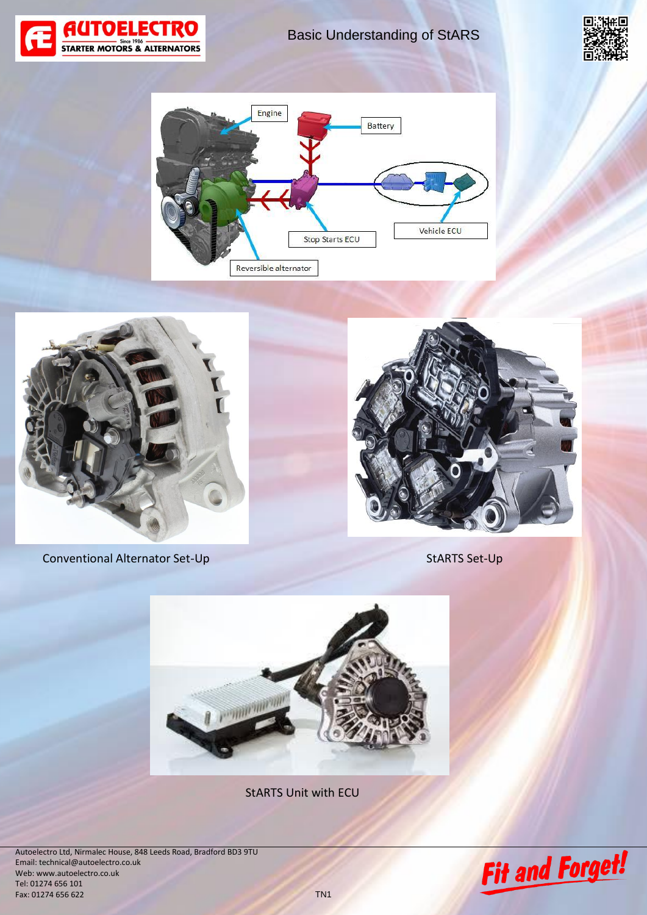# Basic Understanding of StARS

Engine

Battery

Stop Starts ECU

Vehicle ECU

Reversible alternator

Conventional Alternator Set-Up

StARTS Set-Up

StARTS Unit with ECU

Autoelectro Ltd, Nirmalec House, 848 Leeds Road, Bradford BD3 9TU
Email: technical@autoelectro.co.uk
Web: www.autoelectro.co.uk
Tel: 01274 656 101
Fax: 01274 656 622

TN1

*Fit and Forget!*